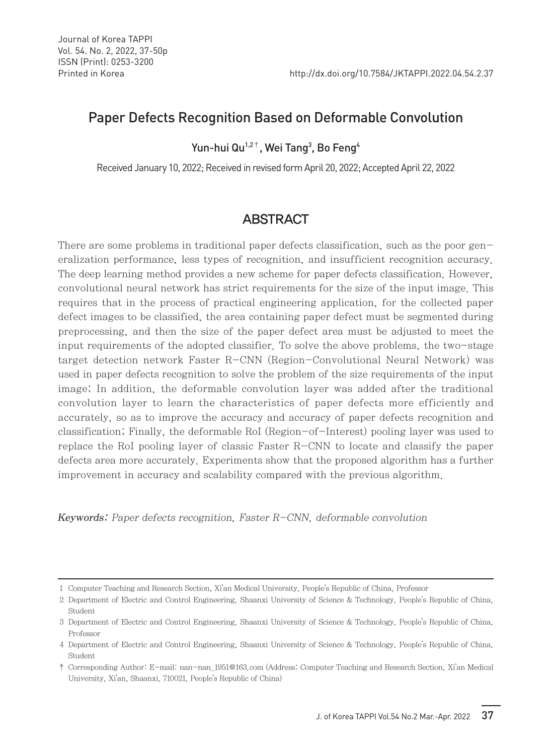# Paper Defects Recognition Based on Deformable Convolution

Yun-hui Qu[1,2]†, Wei Tang[3], Bo Feng[4]

Received January 10, 2022; Received in revised form April 20, 2022; Accepted April 22, 2022

## ABSTRACT

There are some problems in traditional paper defects classification, such as the poor generalization performance, less types of recognition, and insufficient recognition accuracy. The deep learning method provides a new scheme for paper defects classification. However, convolutional neural network has strict requirements for the size of the input image. This requires that in the process of practical engineering application, for the collected paper defect images to be classified, the area containing paper defect must be segmented during preprocessing, and then the size of the paper defect area must be adjusted to meet the input requirements of the adopted classifier. To solve the above problems, the two-stage target detection network Faster R-CNN (Region-Convolutional Neural Network) was used in paper defects recognition to solve the problem of the size requirements of the input image; In addition, the deformable convolution layer was added after the traditional convolution layer to learn the characteristics of paper defects more efficiently and accurately, so as to improve the accuracy and accuracy of paper defects recognition and classification; Finally, the deformable RoI (Region-of-Interest) pooling layer was used to replace the RoI pooling layer of classic Faster R-CNN to locate and classify the paper defects area more accurately. Experiments show that the proposed algorithm has a further improvement in accuracy and scalability compared with the previous algorithm.

***Keywords:*** *Paper defects recognition, Faster R-CNN, deformable convolution*

---

1 Computer Teaching and Research Section, Xi'an Medical University, People's Republic of China, Professor

2 Department of Electric and Control Engineering, Shaanxi University of Science & Technology, People's Republic of China, Student

3 Department of Electric and Control Engineering, Shaanxi University of Science & Technology, People's Republic of China, Professor

4 Department of Electric and Control Engineering, Shaanxi University of Science & Technology, People's Republic of China, Student

† Corresponding Author: E-mail: nan-nan_1951@163.com (Address: Computer Teaching and Research Section, Xi'an Medical University, Xi'an, Shaanxi, 710021, People's Republic of China)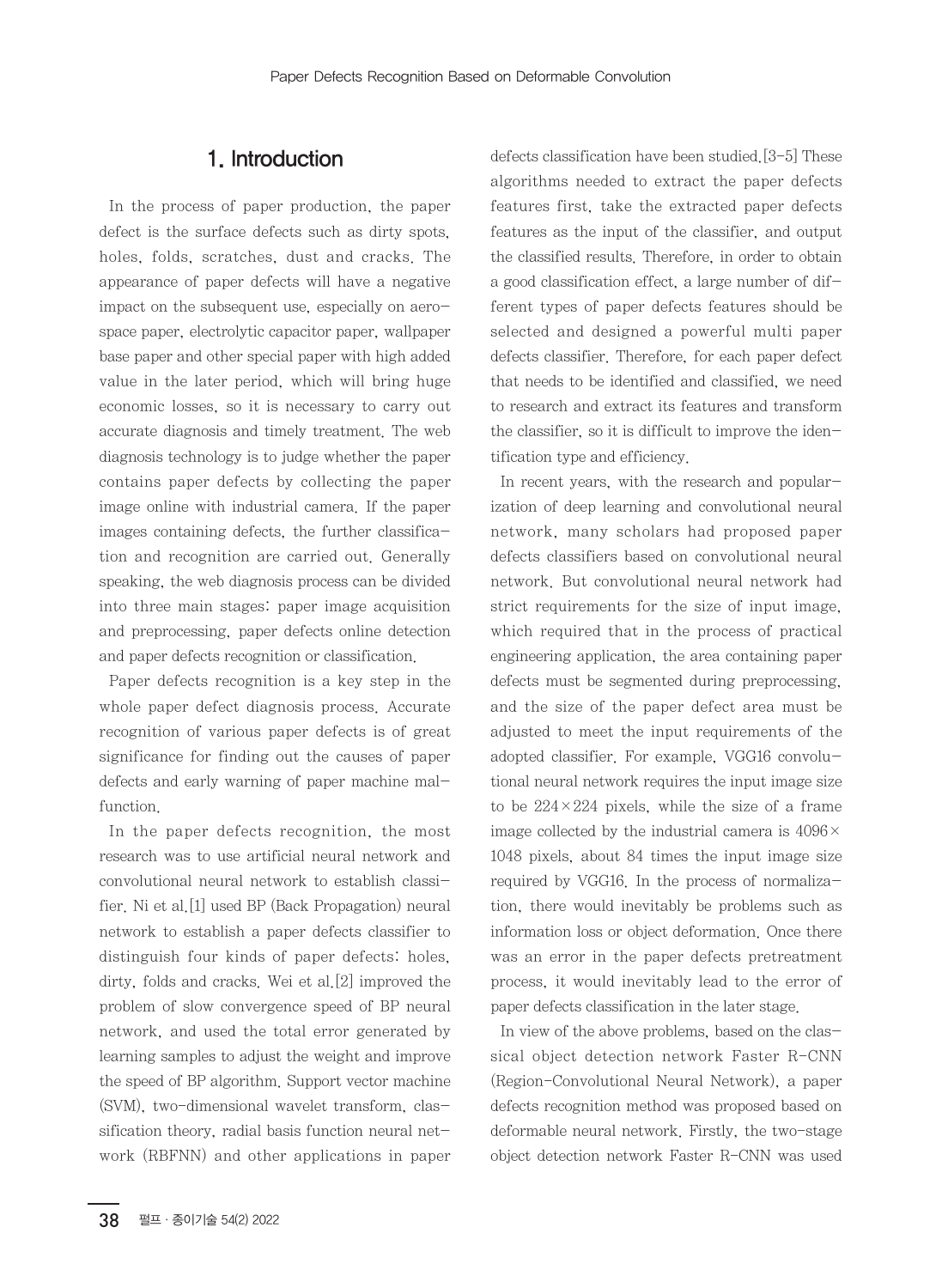## 1. Introduction

In the process of paper production, the paper defect is the surface defects such as dirty spots, holes, folds, scratches, dust and cracks. The appearance of paper defects will have a negative impact on the subsequent use, especially on aerospace paper, electrolytic capacitor paper, wallpaper base paper and other special paper with high added value in the later period, which will bring huge economic losses, so it is necessary to carry out accurate diagnosis and timely treatment. The web diagnosis technology is to judge whether the paper contains paper defects by collecting the paper image online with industrial camera. If the paper images containing defects, the further classification and recognition are carried out. Generally speaking, the web diagnosis process can be divided into three main stages: paper image acquisition and preprocessing, paper defects online detection and paper defects recognition or classification.

Paper defects recognition is a key step in the whole paper defect diagnosis process. Accurate recognition of various paper defects is of great significance for finding out the causes of paper defects and early warning of paper machine malfunction.

In the paper defects recognition, the most research was to use artificial neural network and convolutional neural network to establish classifier. Ni et al.[1] used BP (Back Propagation) neural network to establish a paper defects classifier to distinguish four kinds of paper defects: holes, dirty, folds and cracks. Wei et al.[2] improved the problem of slow convergence speed of BP neural network, and used the total error generated by learning samples to adjust the weight and improve the speed of BP algorithm. Support vector machine (SVM), two-dimensional wavelet transform, classification theory, radial basis function neural network (RBFNN) and other applications in paper defects classification have been studied.[3-5] These algorithms needed to extract the paper defects features first, take the extracted paper defects features as the input of the classifier, and output the classified results. Therefore, in order to obtain a good classification effect, a large number of different types of paper defects features should be selected and designed a powerful multi paper defects classifier. Therefore, for each paper defect that needs to be identified and classified, we need to research and extract its features and transform the classifier, so it is difficult to improve the identification type and efficiency.

In recent years, with the research and popularization of deep learning and convolutional neural network, many scholars had proposed paper defects classifiers based on convolutional neural network. But convolutional neural network had strict requirements for the size of input image, which required that in the process of practical engineering application, the area containing paper defects must be segmented during preprocessing, and the size of the paper defect area must be adjusted to meet the input requirements of the adopted classifier. For example, VGG16 convolutional neural network requires the input image size to be $224\times224$ pixels, while the size of a frame image collected by the industrial camera is $4096\times1048$ pixels, about 84 times the input image size required by VGG16. In the process of normalization, there would inevitably be problems such as information loss or object deformation. Once there was an error in the paper defects pretreatment process, it would inevitably lead to the error of paper defects classification in the later stage.

In view of the above problems, based on the classical object detection network Faster R-CNN (Region-Convolutional Neural Network), a paper defects recognition method was proposed based on deformable neural network. Firstly, the two-stage object detection network Faster R-CNN was used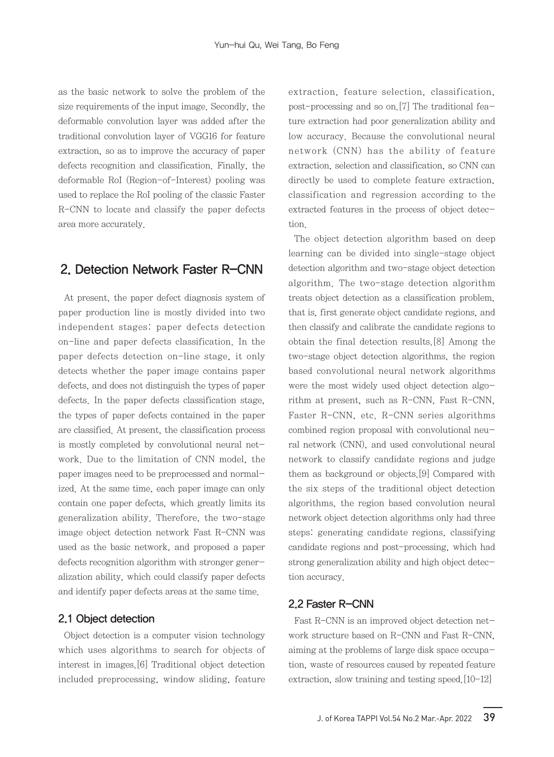as the basic network to solve the problem of the size requirements of the input image. Secondly, the deformable convolution layer was added after the traditional convolution layer of VGG16 for feature extraction, so as to improve the accuracy of paper defects recognition and classification. Finally, the deformable RoI (Region-of-Interest) pooling was used to replace the RoI pooling of the classic Faster R-CNN to locate and classify the paper defects area more accurately.

## 2. Detection Network Faster R-CNN

At present, the paper defect diagnosis system of paper production line is mostly divided into two independent stages: paper defects detection on-line and paper defects classification. In the paper defects detection on-line stage, it only detects whether the paper image contains paper defects, and does not distinguish the types of paper defects. In the paper defects classification stage, the types of paper defects contained in the paper are classified. At present, the classification process is mostly completed by convolutional neural network. Due to the limitation of CNN model, the paper images need to be preprocessed and normalized. At the same time, each paper image can only contain one paper defects, which greatly limits its generalization ability. Therefore, the two-stage image object detection network Fast R-CNN was used as the basic network, and proposed a paper defects recognition algorithm with stronger generalization ability, which could classify paper defects and identify paper defects areas at the same time.

### 2.1 Object detection

Object detection is a computer vision technology which uses algorithms to search for objects of interest in images.[6] Traditional object detection included preprocessing, window sliding, feature extraction, feature selection, classification, post-processing and so on.[7] The traditional feature extraction had poor generalization ability and low accuracy. Because the convolutional neural network (CNN) has the ability of feature extraction, selection and classification, so CNN can directly be used to complete feature extraction, classification and regression according to the extracted features in the process of object detection.

The object detection algorithm based on deep learning can be divided into single-stage object detection algorithm and two-stage object detection algorithm. The two-stage detection algorithm treats object detection as a classification problem, that is, first generate object candidate regions, and then classify and calibrate the candidate regions to obtain the final detection results.[8] Among the two-stage object detection algorithms, the region based convolutional neural network algorithms were the most widely used object detection algorithm at present, such as R-CNN, Fast R-CNN, Faster R-CNN, etc. R-CNN series algorithms combined region proposal with convolutional neural network (CNN), and used convolutional neural network to classify candidate regions and judge them as background or objects.[9] Compared with the six steps of the traditional object detection algorithms, the region based convolution neural network object detection algorithms only had three steps: generating candidate regions, classifying candidate regions and post-processing, which had strong generalization ability and high object detection accuracy.

### 2.2 Faster R-CNN

Fast R-CNN is an improved object detection network structure based on R-CNN and Fast R-CNN, aiming at the problems of large disk space occupation, waste of resources caused by repeated feature extraction, slow training and testing speed.[10-12]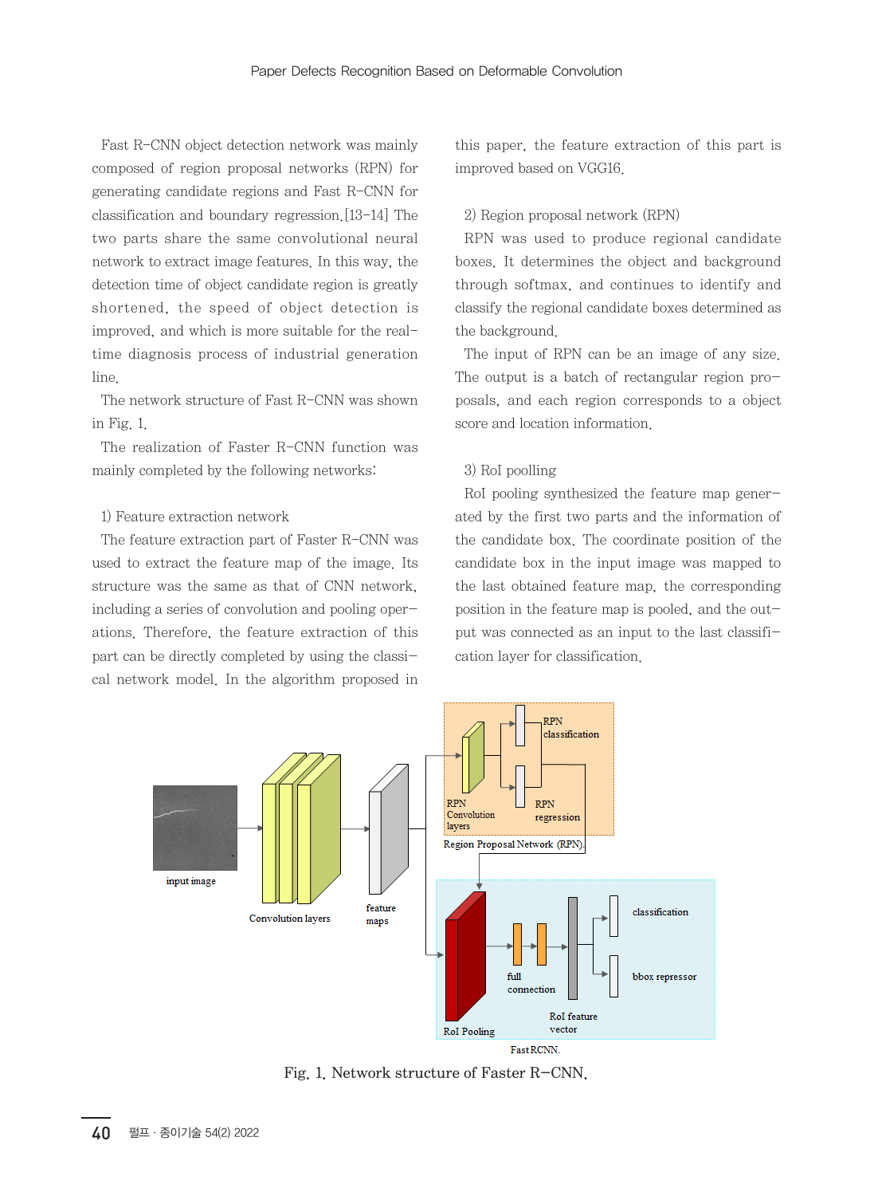Fast R-CNN object detection network was mainly composed of region proposal networks (RPN) for generating candidate regions and Fast R-CNN for classification and boundary regression.[13-14] The two parts share the same convolutional neural network to extract image features. In this way, the detection time of object candidate region is greatly shortened, the speed of object detection is improved, and which is more suitable for the real-time diagnosis process of industrial generation line.

The network structure of Fast R-CNN was shown in Fig. 1.

The realization of Faster R-CNN function was mainly completed by the following networks:

1) Feature extraction network

The feature extraction part of Faster R-CNN was used to extract the feature map of the image. Its structure was the same as that of CNN network, including a series of convolution and pooling operations. Therefore, the feature extraction of this part can be directly completed by using the classical network model. In the algorithm proposed in this paper, the feature extraction of this part is improved based on VGG16.

2) Region proposal network (RPN)

RPN was used to produce regional candidate boxes. It determines the object and background through softmax, and continues to identify and classify the regional candidate boxes determined as the background.

The input of RPN can be an image of any size. The output is a batch of rectangular region proposals, and each region corresponds to a object score and location information.

3) RoI poolling

RoI pooling synthesized the feature map generated by the first two parts and the information of the candidate box. The coordinate position of the candidate box in the input image was mapped to the last obtained feature map, the corresponding position in the feature map is pooled, and the output was connected as an input to the last classification layer for classification.

Fig. 1. Network structure of Faster R-CNN.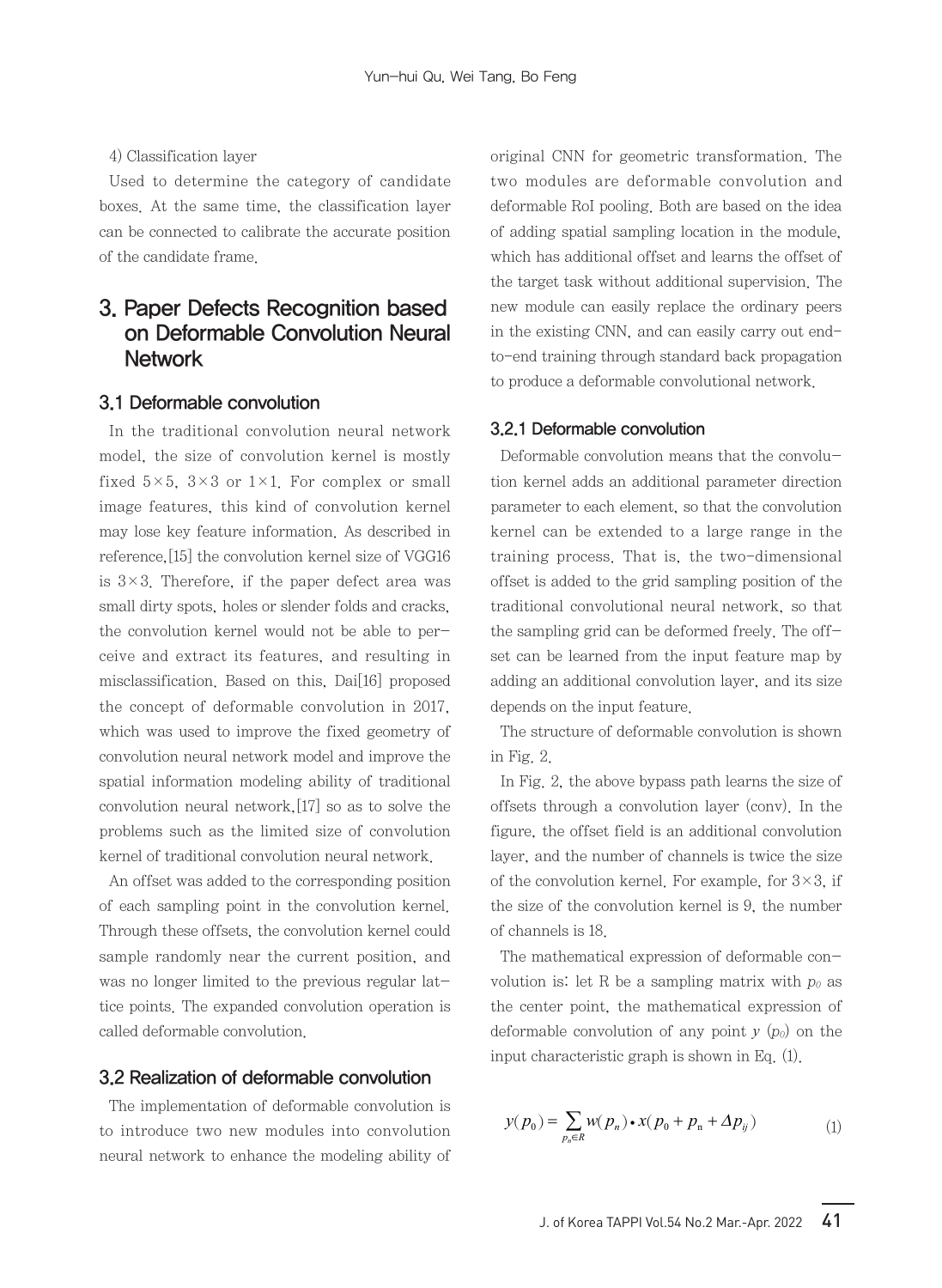4) Classification layer

Used to determine the category of candidate boxes. At the same time, the classification layer can be connected to calibrate the accurate position of the candidate frame.

## 3. Paper Defects Recognition based on Deformable Convolution Neural Network

### 3.1 Deformable convolution

In the traditional convolution neural network model, the size of convolution kernel is mostly fixed 5×5, 3×3 or 1×1. For complex or small image features, this kind of convolution kernel may lose key feature information. As described in reference,[15] the convolution kernel size of VGG16 is 3×3. Therefore, if the paper defect area was small dirty spots, holes or slender folds and cracks, the convolution kernel would not be able to perceive and extract its features, and resulting in misclassification. Based on this, Dai[16] proposed the concept of deformable convolution in 2017, which was used to improve the fixed geometry of convolution neural network model and improve the spatial information modeling ability of traditional convolution neural network,[17] so as to solve the problems such as the limited size of convolution kernel of traditional convolution neural network.

An offset was added to the corresponding position of each sampling point in the convolution kernel. Through these offsets, the convolution kernel could sample randomly near the current position, and was no longer limited to the previous regular lattice points. The expanded convolution operation is called deformable convolution.

### 3.2 Realization of deformable convolution

The implementation of deformable convolution is to introduce two new modules into convolution neural network to enhance the modeling ability of original CNN for geometric transformation. The two modules are deformable convolution and deformable RoI pooling. Both are based on the idea of adding spatial sampling location in the module, which has additional offset and learns the offset of the target task without additional supervision. The new module can easily replace the ordinary peers in the existing CNN, and can easily carry out end-to-end training through standard back propagation to produce a deformable convolutional network.

#### 3.2.1 Deformable convolution

Deformable convolution means that the convolution kernel adds an additional parameter direction parameter to each element, so that the convolution kernel can be extended to a large range in the training process. That is, the two-dimensional offset is added to the grid sampling position of the traditional convolutional neural network, so that the sampling grid can be deformed freely. The offset can be learned from the input feature map by adding an additional convolution layer, and its size depends on the input feature.

The structure of deformable convolution is shown in Fig. 2.

In Fig. 2, the above bypass path learns the size of offsets through a convolution layer (conv). In the figure, the offset field is an additional convolution layer, and the number of channels is twice the size of the convolution kernel. For example, for 3×3, if the size of the convolution kernel is 9, the number of channels is 18.

The mathematical expression of deformable convolution is: let R be a sampling matrix with $p_0$ as the center point, the mathematical expression of deformable convolution of any point $y$ ($p_0$) on the input characteristic graph is shown in Eq. (1).

$$y(p_0) = \sum_{p_n \in R} w(p_n) \cdot x(p_0 + p_n + \Delta p_{ij}) \tag{1}$$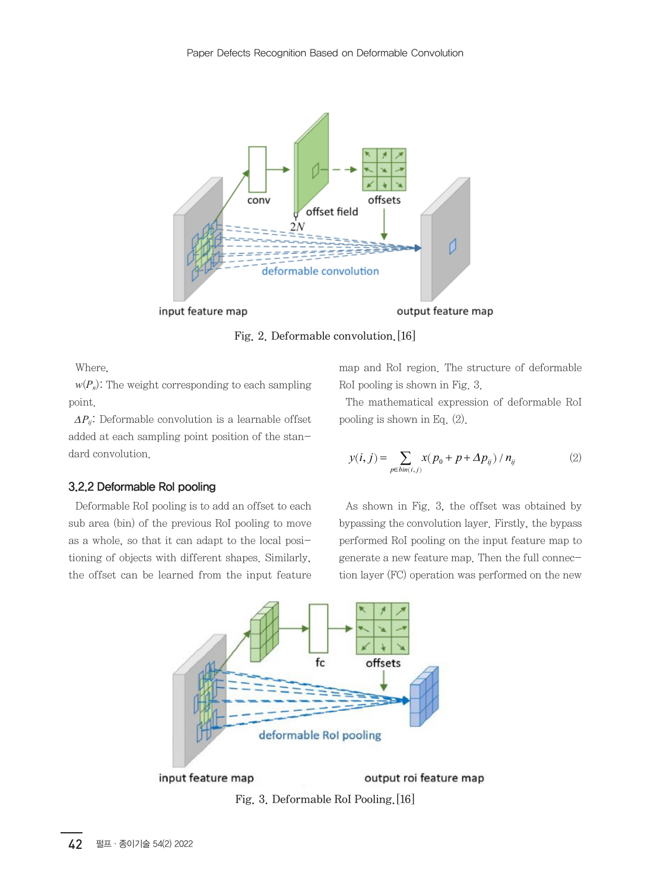Fig. 2. Deformable convolution.[16]

Where,

$w(P_n)$: The weight corresponding to each sampling point.

$\Delta P_{ij}$: Deformable convolution is a learnable offset added at each sampling point position of the standard convolution.

### 3.2.2 Deformable RoI pooling

Deformable RoI pooling is to add an offset to each sub area (bin) of the previous RoI pooling to move as a whole, so that it can adapt to the local positioning of objects with different shapes. Similarly, the offset can be learned from the input feature map and RoI region. The structure of deformable RoI pooling is shown in Fig. 3.

The mathematical expression of deformable RoI pooling is shown in Eq. (2).

$$y(i,j) = \sum_{p \in bin(i,j)} x(p_0 + p + \Delta p_{ij}) / n_{ij} \tag{2}$$

As shown in Fig. 3, the offset was obtained by bypassing the convolution layer. Firstly, the bypass performed RoI pooling on the input feature map to generate a new feature map. Then the full connection layer (FC) operation was performed on the new

Fig. 3. Deformable RoI Pooling.[16]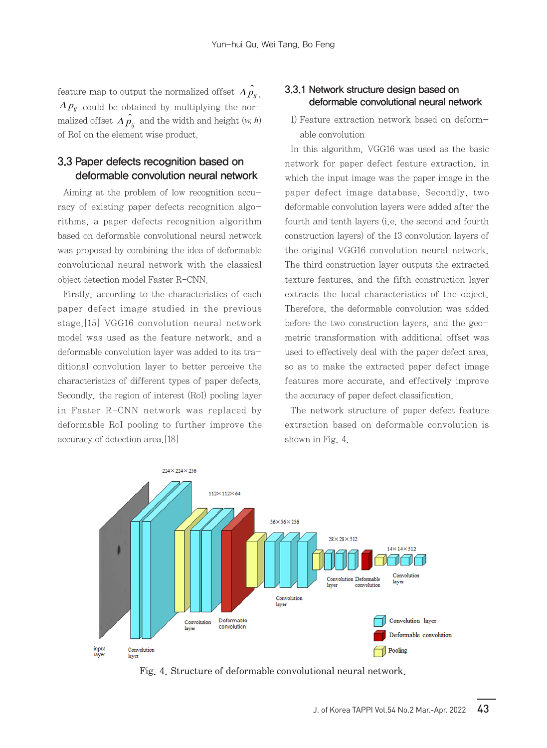feature map to output the normalized offset $\Delta \hat{p}_{ij}$. $\Delta p_{ij}$ could be obtained by multiplying the normalized offset $\Delta \hat{p}_{ij}$ and the width and height ($w$, $h$) of RoI on the element wise product.

## 3.3 Paper defects recognition based on deformable convolution neural network

Aiming at the problem of low recognition accuracy of existing paper defects recognition algorithms, a paper defects recognition algorithm based on deformable convolutional neural network was proposed by combining the idea of deformable convolutional neural network with the classical object detection model Faster R-CNN.

Firstly, according to the characteristics of each paper defect image studied in the previous stage,[15] VGG16 convolution neural network model was used as the feature network, and a deformable convolution layer was added to its traditional convolution layer to better perceive the characteristics of different types of paper defects. Secondly, the region of interest (RoI) pooling layer in Faster R-CNN network was replaced by deformable RoI pooling to further improve the accuracy of detection area.[18]

### 3.3.1 Network structure design based on deformable convolutional neural network

1) Feature extraction network based on deformable convolution

In this algorithm, VGG16 was used as the basic network for paper defect feature extraction, in which the input image was the paper image in the paper defect image database. Secondly, two deformable convolution layers were added after the fourth and tenth layers (i.e. the second and fourth construction layers) of the 13 convolution layers of the original VGG16 convolution neural network. The third construction layer outputs the extracted texture features, and the fifth construction layer extracts the local characteristics of the object. Therefore, the deformable convolution was added before the two construction layers, and the geometric transformation with additional offset was used to effectively deal with the paper defect area, so as to make the extracted paper defect image features more accurate, and effectively improve the accuracy of paper defect classification.

The network structure of paper defect feature extraction based on deformable convolution is shown in Fig. 4.

Fig. 4. Structure of deformable convolutional neural network.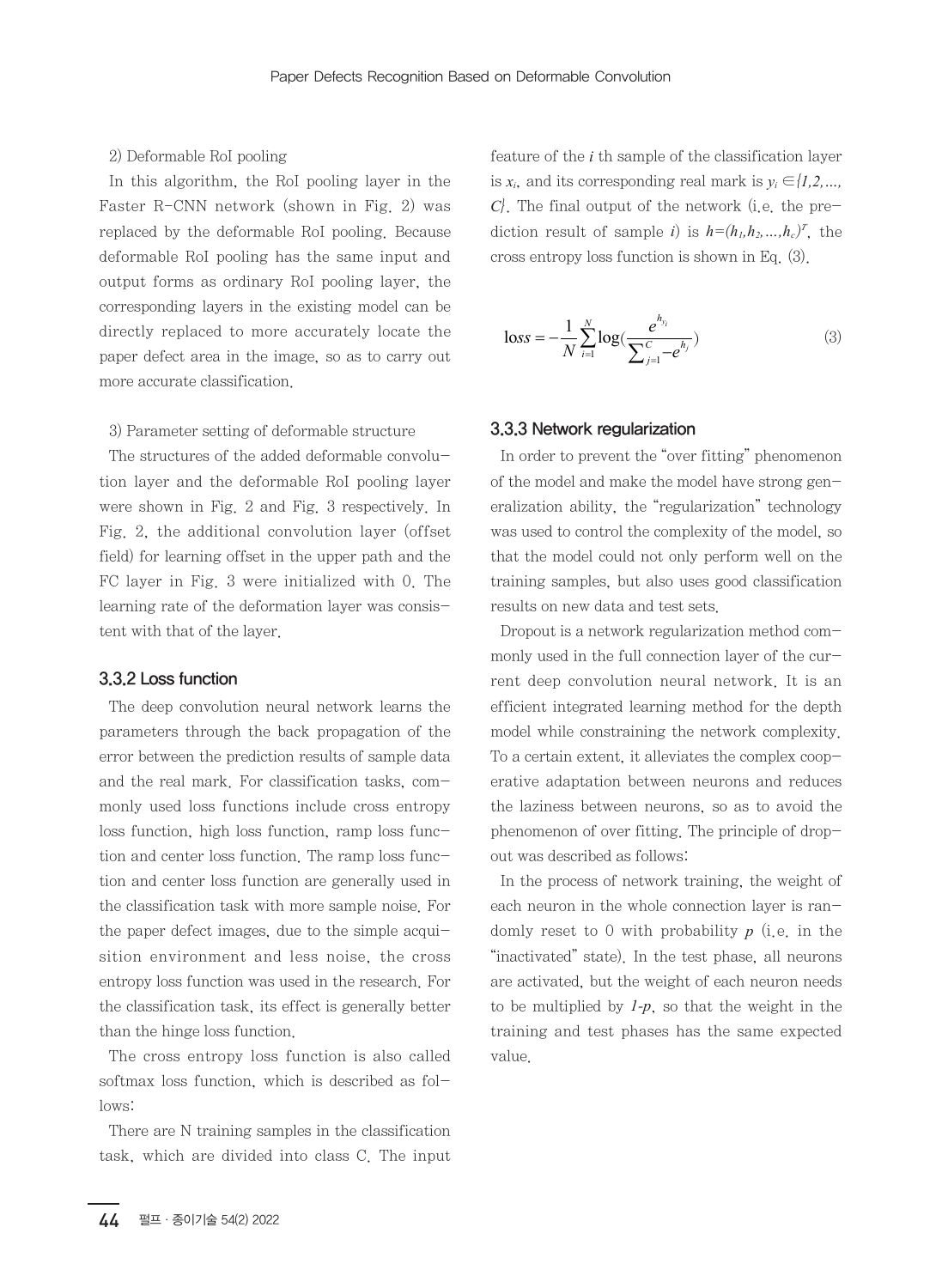2) Deformable RoI pooling

In this algorithm, the RoI pooling layer in the Faster R-CNN network (shown in Fig. 2) was replaced by the deformable RoI pooling. Because deformable RoI pooling has the same input and output forms as ordinary RoI pooling layer, the corresponding layers in the existing model can be directly replaced to more accurately locate the paper defect area in the image, so as to carry out more accurate classification.

3) Parameter setting of deformable structure

The structures of the added deformable convolution layer and the deformable RoI pooling layer were shown in Fig. 2 and Fig. 3 respectively. In Fig. 2, the additional convolution layer (offset field) for learning offset in the upper path and the FC layer in Fig. 3 were initialized with 0. The learning rate of the deformation layer was consistent with that of the layer.

### 3.3.2 Loss function

The deep convolution neural network learns the parameters through the back propagation of the error between the prediction results of sample data and the real mark. For classification tasks, commonly used loss functions include cross entropy loss function, high loss function, ramp loss function and center loss function. The ramp loss function and center loss function are generally used in the classification task with more sample noise. For the paper defect images, due to the simple acquisition environment and less noise, the cross entropy loss function was used in the research. For the classification task, its effect is generally better than the hinge loss function.

The cross entropy loss function is also called softmax loss function, which is described as follows:

There are N training samples in the classification task, which are divided into class C. The input feature of the $i$ th sample of the classification layer is $x_i$, and its corresponding real mark is $y_i \in \{1, 2, \ldots, C\}$. The final output of the network (i.e. the prediction result of sample $i$) is $h=(h_1, h_2, \ldots, h_c)^T$, the cross entropy loss function is shown in Eq. (3).

$$\text{loss} = -\frac{1}{N}\sum_{i=1}^{N}\log\left(\frac{e^{h_{y_i}}}{\sum_{j=1}^{C} - e^{h_j}}\right) \tag{3}$$

### 3.3.3 Network regularization

In order to prevent the "over fitting" phenomenon of the model and make the model have strong generalization ability, the "regularization" technology was used to control the complexity of the model, so that the model could not only perform well on the training samples, but also uses good classification results on new data and test sets.

Dropout is a network regularization method commonly used in the full connection layer of the current deep convolution neural network. It is an efficient integrated learning method for the depth model while constraining the network complexity. To a certain extent, it alleviates the complex cooperative adaptation between neurons and reduces the laziness between neurons, so as to avoid the phenomenon of over fitting. The principle of dropout was described as follows:

In the process of network training, the weight of each neuron in the whole connection layer is randomly reset to 0 with probability $p$ (i.e. in the "inactivated" state). In the test phase, all neurons are activated, but the weight of each neuron needs to be multiplied by $1-p$, so that the weight in the training and test phases has the same expected value.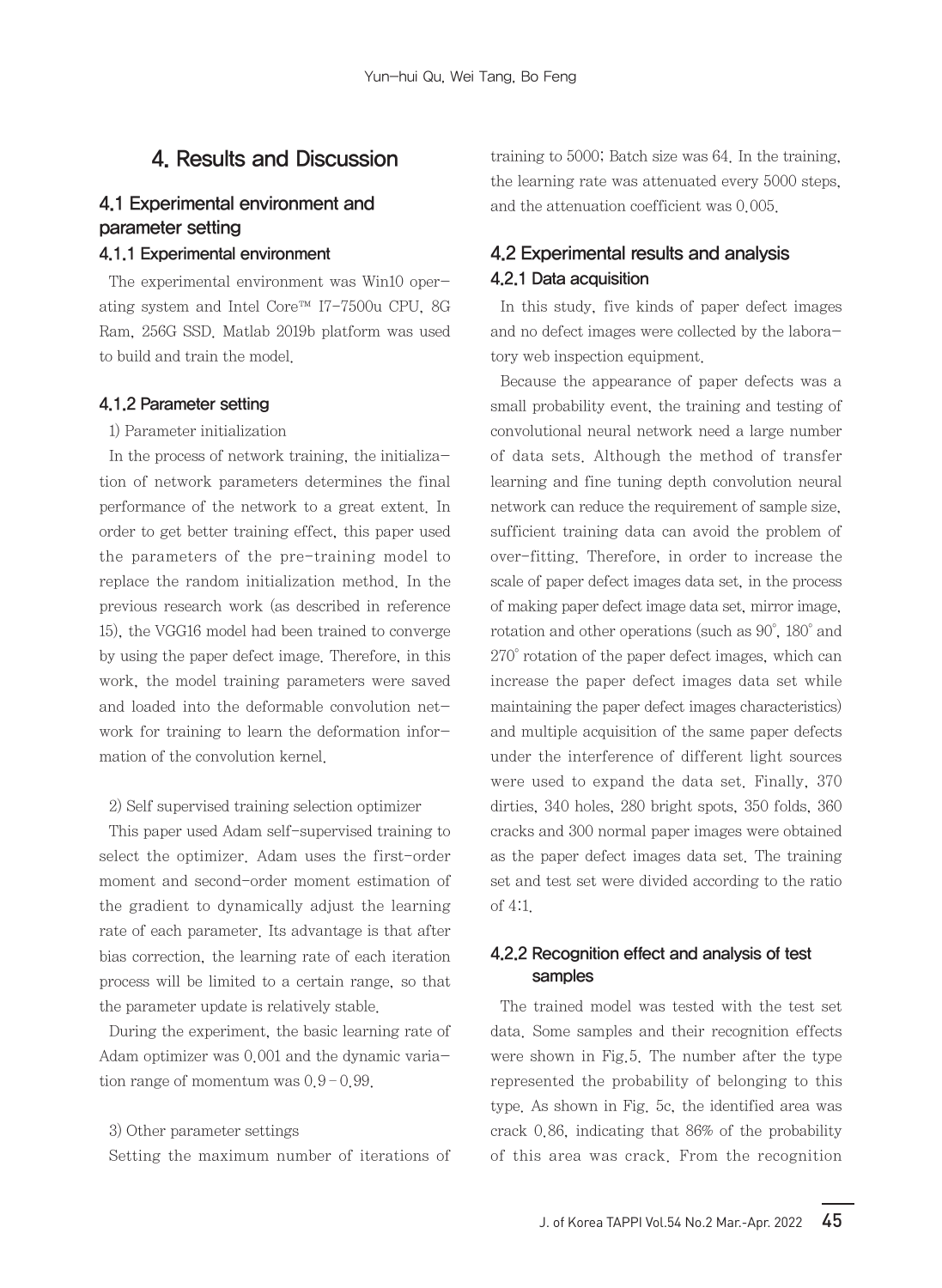# 4. Results and Discussion

## 4.1 Experimental environment and parameter setting

### 4.1.1 Experimental environment

The experimental environment was Win10 operating system and Intel Core™ I7-7500u CPU, 8G Ram, 256G SSD. Matlab 2019b platform was used to build and train the model.

### 4.1.2 Parameter setting

1) Parameter initialization

In the process of network training, the initialization of network parameters determines the final performance of the network to a great extent. In order to get better training effect, this paper used the parameters of the pre-training model to replace the random initialization method. In the previous research work (as described in reference 15), the VGG16 model had been trained to converge by using the paper defect image. Therefore, in this work, the model training parameters were saved and loaded into the deformable convolution network for training to learn the deformation information of the convolution kernel.

2) Self supervised training selection optimizer

This paper used Adam self-supervised training to select the optimizer. Adam uses the first-order moment and second-order moment estimation of the gradient to dynamically adjust the learning rate of each parameter. Its advantage is that after bias correction, the learning rate of each iteration process will be limited to a certain range, so that the parameter update is relatively stable.

During the experiment, the basic learning rate of Adam optimizer was 0.001 and the dynamic variation range of momentum was 0.9–0.99.

3) Other parameter settings

Setting the maximum number of iterations of training to 5000; Batch size was 64. In the training, the learning rate was attenuated every 5000 steps, and the attenuation coefficient was 0.005.

## 4.2 Experimental results and analysis

### 4.2.1 Data acquisition

In this study, five kinds of paper defect images and no defect images were collected by the laboratory web inspection equipment.

Because the appearance of paper defects was a small probability event, the training and testing of convolutional neural network need a large number of data sets. Although the method of transfer learning and fine tuning depth convolution neural network can reduce the requirement of sample size, sufficient training data can avoid the problem of over-fitting. Therefore, in order to increase the scale of paper defect images data set, in the process of making paper defect image data set, mirror image, rotation and other operations (such as 90°, 180° and 270° rotation of the paper defect images, which can increase the paper defect images data set while maintaining the paper defect images characteristics) and multiple acquisition of the same paper defects under the interference of different light sources were used to expand the data set. Finally, 370 dirties, 340 holes, 280 bright spots, 350 folds, 360 cracks and 300 normal paper images were obtained as the paper defect images data set. The training set and test set were divided according to the ratio of 4:1.

### 4.2.2 Recognition effect and analysis of test samples

The trained model was tested with the test set data. Some samples and their recognition effects were shown in Fig.5. The number after the type represented the probability of belonging to this type. As shown in Fig. 5c, the identified area was crack 0.86, indicating that 86% of the probability of this area was crack. From the recognition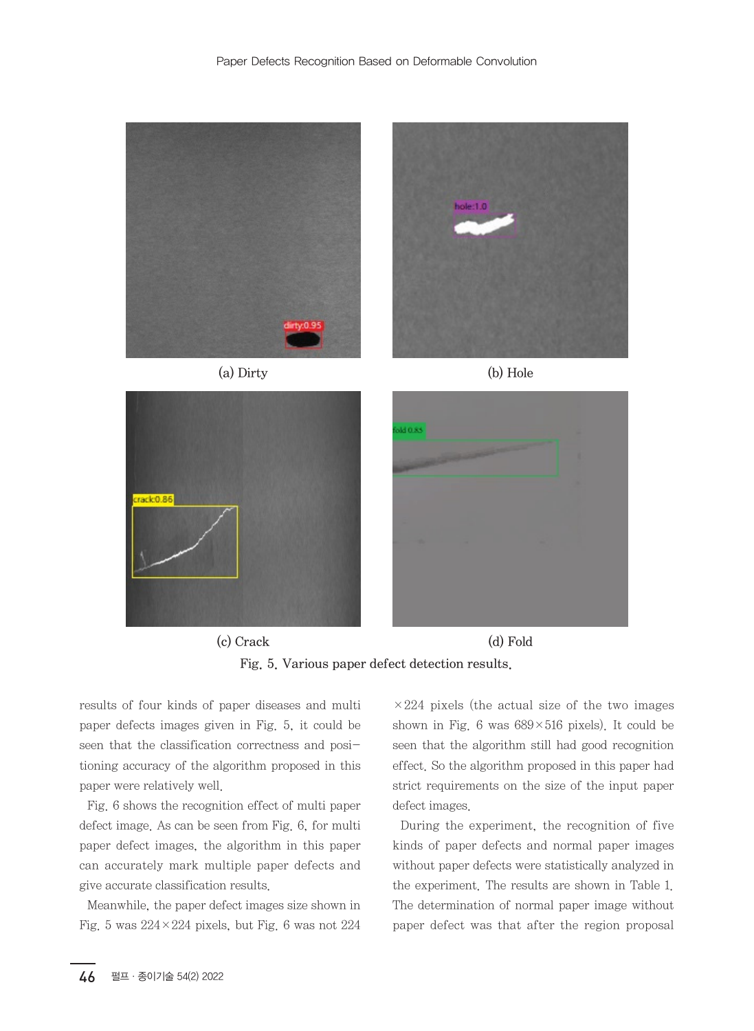(a) Dirty

(b) Hole

(c) Crack

(d) Fold

Fig. 5. Various paper defect detection results.

results of four kinds of paper diseases and multi paper defects images given in Fig. 5, it could be seen that the classification correctness and positioning accuracy of the algorithm proposed in this paper were relatively well.

Fig. 6 shows the recognition effect of multi paper defect image. As can be seen from Fig. 6, for multi paper defect images, the algorithm in this paper can accurately mark multiple paper defects and give accurate classification results.

Meanwhile, the paper defect images size shown in Fig. 5 was 224×224 pixels, but Fig. 6 was not 224 ×224 pixels (the actual size of the two images shown in Fig. 6 was 689×516 pixels). It could be seen that the algorithm still had good recognition effect. So the algorithm proposed in this paper had strict requirements on the size of the input paper defect images.

During the experiment, the recognition of five kinds of paper defects and normal paper images without paper defects were statistically analyzed in the experiment. The results are shown in Table 1. The determination of normal paper image without paper defect was that after the region proposal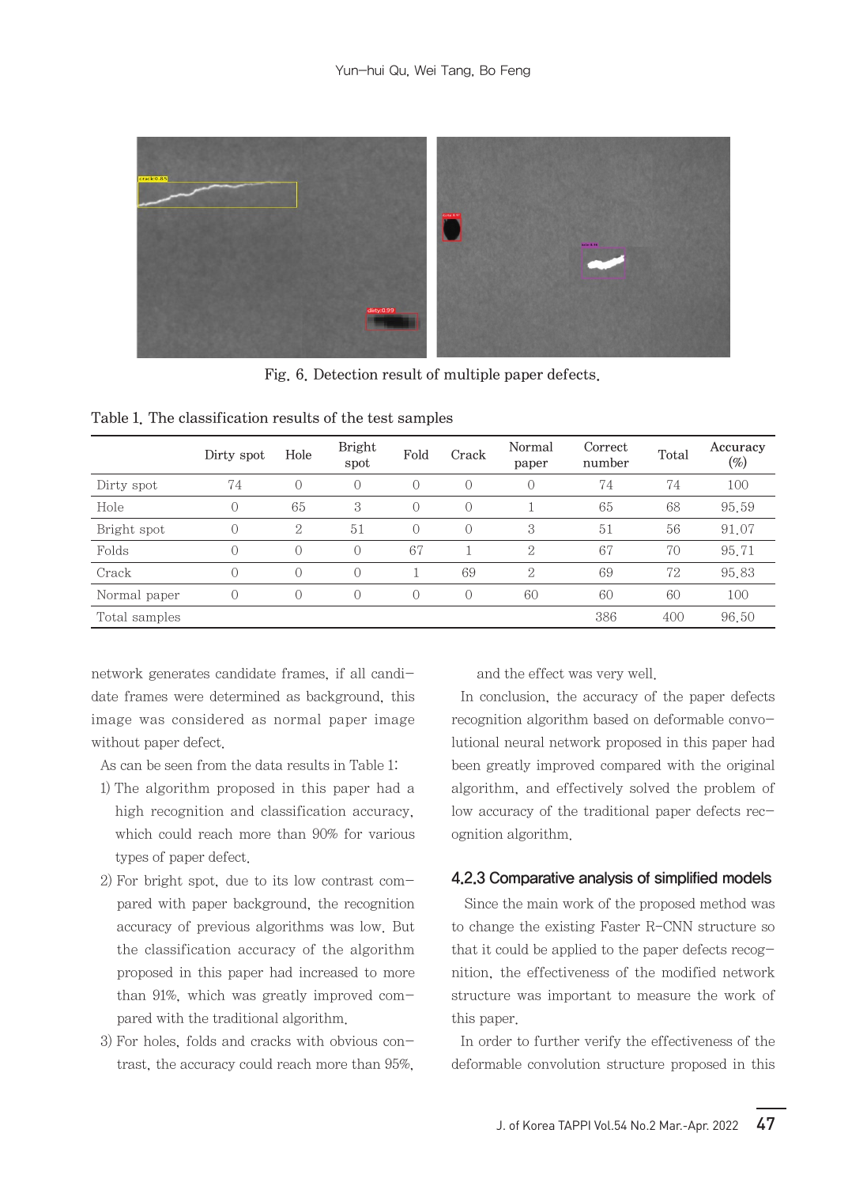Fig. 6. Detection result of multiple paper defects.

Table 1. The classification results of the test samples

| | Dirty spot | Hole | Bright spot | Fold | Crack | Normal paper | Correct number | Total | Accuracy (%) |
|---|---|---|---|---|---|---|---|---|---|
| Dirty spot | 74 | 0 | 0 | 0 | 0 | 0 | 74 | 74 | 100 |
| Hole | 0 | 65 | 3 | 0 | 0 | 1 | 65 | 68 | 95.59 |
| Bright spot | 0 | 2 | 51 | 0 | 0 | 3 | 51 | 56 | 91.07 |
| Folds | 0 | 0 | 0 | 67 | 1 | 2 | 67 | 70 | 95.71 |
| Crack | 0 | 0 | 0 | 1 | 69 | 2 | 69 | 72 | 95.83 |
| Normal paper | 0 | 0 | 0 | 0 | 0 | 60 | 60 | 60 | 100 |
| Total samples | | | | | | | 386 | 400 | 96.50 |

network generates candidate frames, if all candidate frames were determined as background, this image was considered as normal paper image without paper defect.

As can be seen from the data results in Table 1:

1) The algorithm proposed in this paper had a high recognition and classification accuracy, which could reach more than 90% for various types of paper defect.
2) For bright spot, due to its low contrast compared with paper background, the recognition accuracy of previous algorithms was low. But the classification accuracy of the algorithm proposed in this paper had increased to more than 91%, which was greatly improved compared with the traditional algorithm.
3) For holes, folds and cracks with obvious contrast, the accuracy could reach more than 95%, and the effect was very well.

In conclusion, the accuracy of the paper defects recognition algorithm based on deformable convolutional neural network proposed in this paper had been greatly improved compared with the original algorithm, and effectively solved the problem of low accuracy of the traditional paper defects recognition algorithm.

#### 4.2.3 Comparative analysis of simplified models

Since the main work of the proposed method was to change the existing Faster R-CNN structure so that it could be applied to the paper defects recognition, the effectiveness of the modified network structure was important to measure the work of this paper.

In order to further verify the effectiveness of the deformable convolution structure proposed in this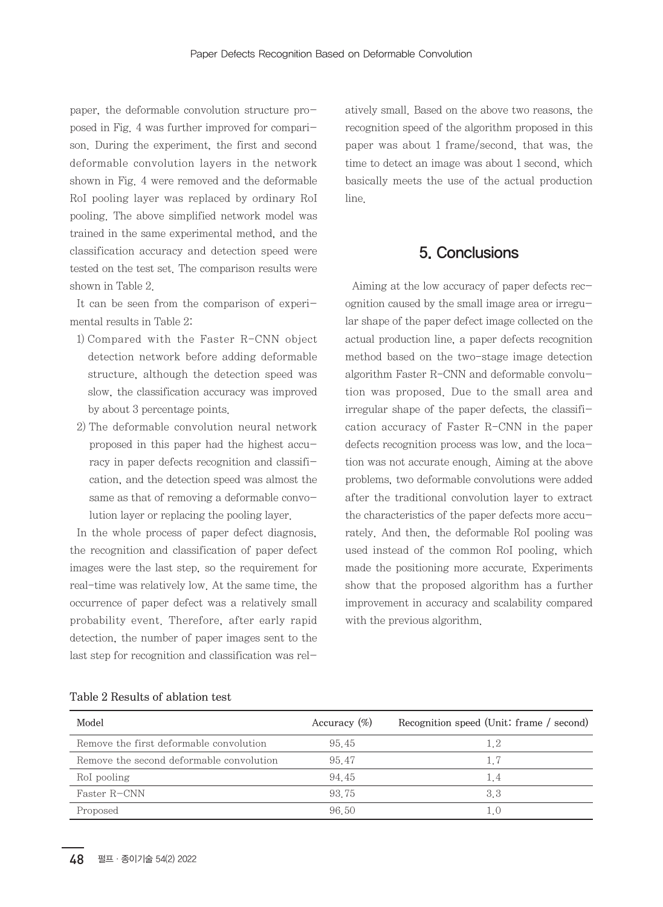paper, the deformable convolution structure proposed in Fig. 4 was further improved for comparison. During the experiment, the first and second deformable convolution layers in the network shown in Fig. 4 were removed and the deformable RoI pooling layer was replaced by ordinary RoI pooling. The above simplified network model was trained in the same experimental method, and the classification accuracy and detection speed were tested on the test set. The comparison results were shown in Table 2.

It can be seen from the comparison of experimental results in Table 2:

1) Compared with the Faster R-CNN object detection network before adding deformable structure, although the detection speed was slow, the classification accuracy was improved by about 3 percentage points.
2) The deformable convolution neural network proposed in this paper had the highest accuracy in paper defects recognition and classification, and the detection speed was almost the same as that of removing a deformable convolution layer or replacing the pooling layer.

In the whole process of paper defect diagnosis, the recognition and classification of paper defect images were the last step, so the requirement for real-time was relatively low. At the same time, the occurrence of paper defect was a relatively small probability event. Therefore, after early rapid detection, the number of paper images sent to the last step for recognition and classification was relatively small. Based on the above two reasons, the recognition speed of the algorithm proposed in this paper was about 1 frame/second, that was, the time to detect an image was about 1 second, which basically meets the use of the actual production line.

Table 2 Results of ablation test

| Model | Accuracy (%) | Recognition speed (Unit: frame / second) |
|---|---|---|
| Remove the first deformable convolution | 95.45 | 1.2 |
| Remove the second deformable convolution | 95.47 | 1.7 |
| RoI pooling | 94.45 | 1.4 |
| Faster R-CNN | 93.75 | 3.3 |
| Proposed | 96.50 | 1.0 |

## 5. Conclusions

Aiming at the low accuracy of paper defects recognition caused by the small image area or irregular shape of the paper defect image collected on the actual production line, a paper defects recognition method based on the two-stage image detection algorithm Faster R-CNN and deformable convolution was proposed. Due to the small area and irregular shape of the paper defects, the classification accuracy of Faster R-CNN in the paper defects recognition process was low, and the location was not accurate enough. Aiming at the above problems, two deformable convolutions were added after the traditional convolution layer to extract the characteristics of the paper defects more accurately. And then, the deformable RoI pooling was used instead of the common RoI pooling, which made the positioning more accurate. Experiments show that the proposed algorithm has a further improvement in accuracy and scalability compared with the previous algorithm.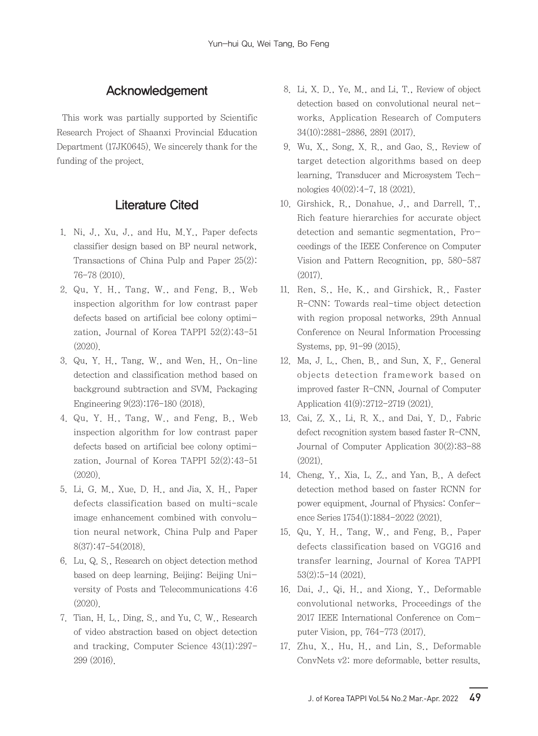## Acknowledgement

This work was partially supported by Scientific Research Project of Shaanxi Provincial Education Department (17JK0645). We sincerely thank for the funding of the project.

## Literature Cited

1. Ni, J., Xu, J., and Hu, M.Y., Paper defects classifier design based on BP neural network, Transactions of China Pulp and Paper 25(2): 76-78 (2010).
2. Qu, Y. H., Tang, W., and Feng, B., Web inspection algorithm for low contrast paper defects based on artificial bee colony optimization, Journal of Korea TAPPI 52(2):43-51 (2020).
3. Qu, Y. H., Tang, W., and Wen, H., On-line detection and classification method based on background subtraction and SVM, Packaging Engineering 9(23):176-180 (2018).
4. Qu, Y. H., Tang, W., and Feng, B., Web inspection algorithm for low contrast paper defects based on artificial bee colony optimization, Journal of Korea TAPPI 52(2):43-51 (2020).
5. Li, G. M., Xue, D. H., and Jia, X. H., Paper defects classification based on multi-scale image enhancement combined with convolution neural network, China Pulp and Paper 8(37):47-54(2018).
6. Lu, Q. S., Research on object detection method based on deep learning, Beijing: Beijing University of Posts and Telecommunications 4:6 (2020).
7. Tian, H. L., Ding, S., and Yu, C. W., Research of video abstraction based on object detection and tracking, Computer Science 43(11):297-299 (2016).
8. Li, X. D., Ye, M., and Li, T., Review of object detection based on convolutional neural networks, Application Research of Computers 34(10):2881-2886, 2891 (2017).
9. Wu, X., Song, X. R., and Gao, S., Review of target detection algorithms based on deep learning, Transducer and Microsystem Technologies 40(02):4-7, 18 (2021).
10. Girshick, R., Donahue, J., and Darrell, T., Rich feature hierarchies for accurate object detection and semantic segmentation, Proceedings of the IEEE Conference on Computer Vision and Pattern Recognition, pp. 580-587 (2017).
11. Ren, S., He, K., and Girshick, R., Faster R-CNN: Towards real-time object detection with region proposal networks, 29th Annual Conference on Neural Information Processing Systems, pp. 91-99 (2015).
12. Ma, J. L., Chen, B., and Sun, X. F., General objects detection framework based on improved faster R-CNN, Journal of Computer Application 41(9):2712-2719 (2021).
13. Cai, Z. X., Li, R. X., and Dai, Y. D., Fabric defect recognition system based faster R-CNN, Journal of Computer Application 30(2):83-88 (2021).
14. Cheng, Y., Xia, L. Z., and Yan, B., A defect detection method based on faster RCNN for power equipment, Journal of Physics: Conference Series 1754(1):1884-2022 (2021).
15. Qu, Y. H., Tang, W., and Feng, B., Paper defects classification based on VGG16 and transfer learning, Journal of Korea TAPPI 53(2):5-14 (2021).
16. Dai, J., Qi, H., and Xiong, Y., Deformable convolutional networks, Proceedings of the 2017 IEEE International Conference on Computer Vision, pp. 764-773 (2017).
17. Zhu, X., Hu, H., and Lin, S., Deformable ConvNets v2: more deformable, better results,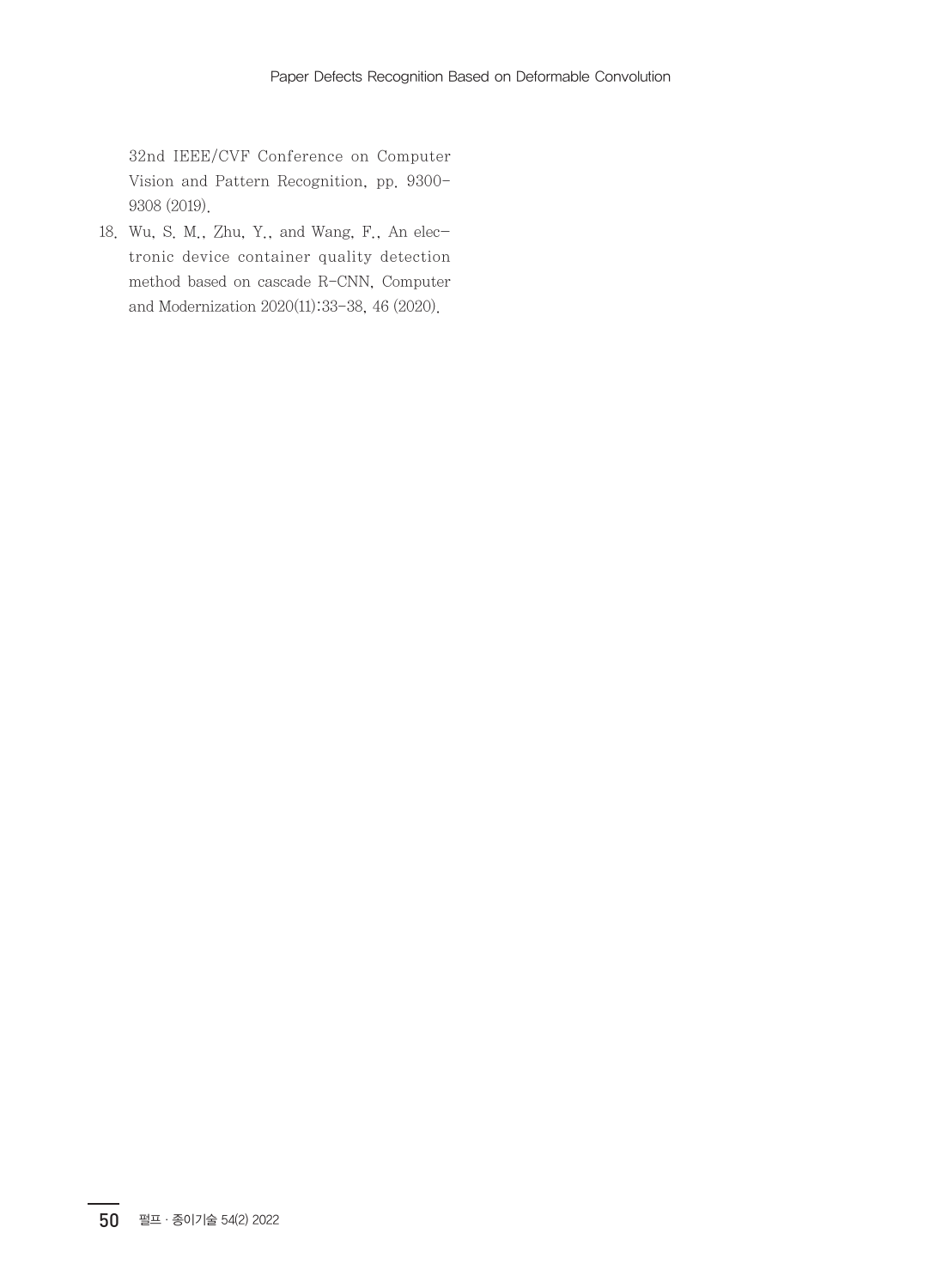32nd IEEE/CVF Conference on Computer Vision and Pattern Recognition, pp. 9300-9308 (2019).

18. Wu, S. M., Zhu, Y., and Wang, F., An electronic device container quality detection method based on cascade R-CNN, Computer and Modernization 2020(11):33-38, 46 (2020).